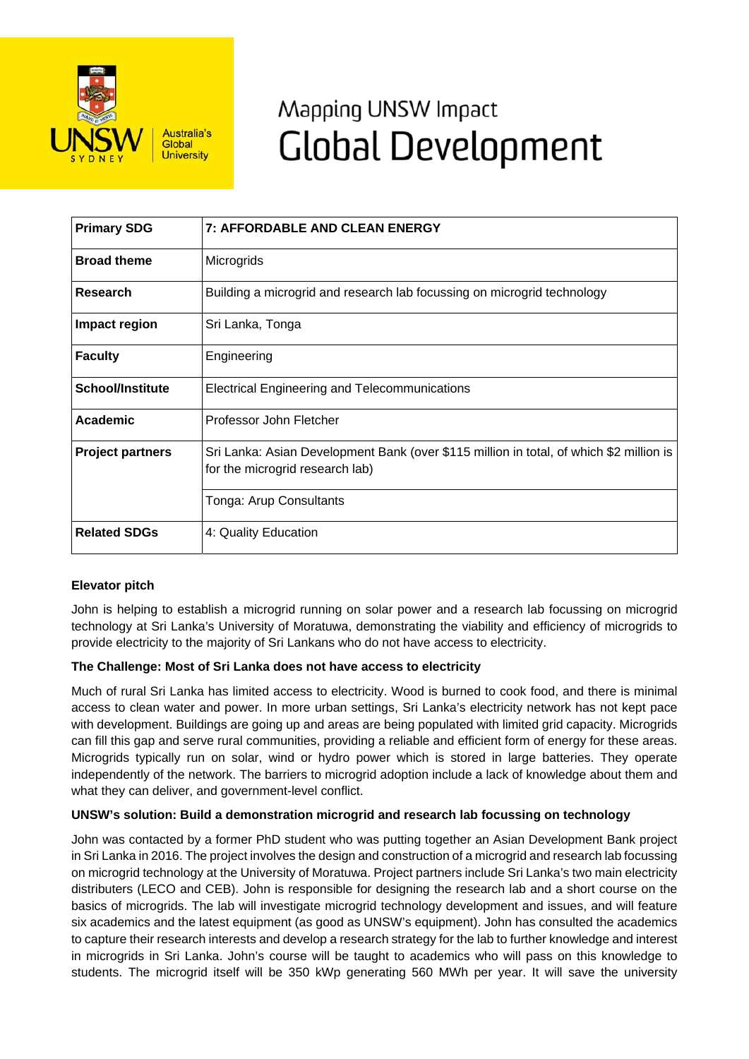# Mapping UNSW Impact
# Global Development

| | |
|---|---|
| **Primary SDG** | **7: AFFORDABLE AND CLEAN ENERGY** |
| **Broad theme** | Microgrids |
| **Research** | Building a microgrid and research lab focussing on microgrid technology |
| **Impact region** | Sri Lanka, Tonga |
| **Faculty** | Engineering |
| **School/Institute** | Electrical Engineering and Telecommunications |
| **Academic** | Professor John Fletcher |
| **Project partners** | Sri Lanka: Asian Development Bank (over $115 million in total, of which $2 million is for the microgrid research lab) |
| | Tonga: Arup Consultants |
| **Related SDGs** | 4: Quality Education |

**Elevator pitch**

John is helping to establish a microgrid running on solar power and a research lab focussing on microgrid technology at Sri Lanka's University of Moratuwa, demonstrating the viability and efficiency of microgrids to provide electricity to the majority of Sri Lankans who do not have access to electricity.

**The Challenge: Most of Sri Lanka does not have access to electricity**

Much of rural Sri Lanka has limited access to electricity. Wood is burned to cook food, and there is minimal access to clean water and power. In more urban settings, Sri Lanka's electricity network has not kept pace with development. Buildings are going up and areas are being populated with limited grid capacity. Microgrids can fill this gap and serve rural communities, providing a reliable and efficient form of energy for these areas. Microgrids typically run on solar, wind or hydro power which is stored in large batteries. They operate independently of the network. The barriers to microgrid adoption include a lack of knowledge about them and what they can deliver, and government-level conflict.

**UNSW's solution: Build a demonstration microgrid and research lab focussing on technology**

John was contacted by a former PhD student who was putting together an Asian Development Bank project in Sri Lanka in 2016. The project involves the design and construction of a microgrid and research lab focussing on microgrid technology at the University of Moratuwa. Project partners include Sri Lanka's two main electricity distributers (LECO and CEB). John is responsible for designing the research lab and a short course on the basics of microgrids. The lab will investigate microgrid technology development and issues, and will feature six academics and the latest equipment (as good as UNSW's equipment). John has consulted the academics to capture their research interests and develop a research strategy for the lab to further knowledge and interest in microgrids in Sri Lanka. John's course will be taught to academics who will pass on this knowledge to students. The microgrid itself will be 350 kWp generating 560 MWh per year. It will save the university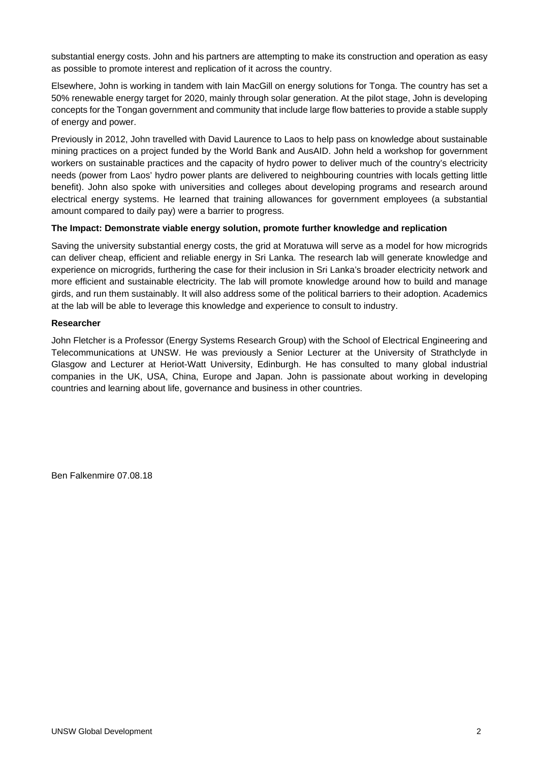substantial energy costs. John and his partners are attempting to make its construction and operation as easy as possible to promote interest and replication of it across the country.

Elsewhere, John is working in tandem with Iain MacGill on energy solutions for Tonga. The country has set a 50% renewable energy target for 2020, mainly through solar generation. At the pilot stage, John is developing concepts for the Tongan government and community that include large flow batteries to provide a stable supply of energy and power.

Previously in 2012, John travelled with David Laurence to Laos to help pass on knowledge about sustainable mining practices on a project funded by the World Bank and AusAID. John held a workshop for government workers on sustainable practices and the capacity of hydro power to deliver much of the country's electricity needs (power from Laos' hydro power plants are delivered to neighbouring countries with locals getting little benefit). John also spoke with universities and colleges about developing programs and research around electrical energy systems. He learned that training allowances for government employees (a substantial amount compared to daily pay) were a barrier to progress.

**The Impact: Demonstrate viable energy solution, promote further knowledge and replication**

Saving the university substantial energy costs, the grid at Moratuwa will serve as a model for how microgrids can deliver cheap, efficient and reliable energy in Sri Lanka. The research lab will generate knowledge and experience on microgrids, furthering the case for their inclusion in Sri Lanka's broader electricity network and more efficient and sustainable electricity. The lab will promote knowledge around how to build and manage girds, and run them sustainably. It will also address some of the political barriers to their adoption. Academics at the lab will be able to leverage this knowledge and experience to consult to industry.

**Researcher**

John Fletcher is a Professor (Energy Systems Research Group) with the School of Electrical Engineering and Telecommunications at UNSW. He was previously a Senior Lecturer at the University of Strathclyde in Glasgow and Lecturer at Heriot-Watt University, Edinburgh. He has consulted to many global industrial companies in the UK, USA, China, Europe and Japan. John is passionate about working in developing countries and learning about life, governance and business in other countries.

Ben Falkenmire 07.08.18